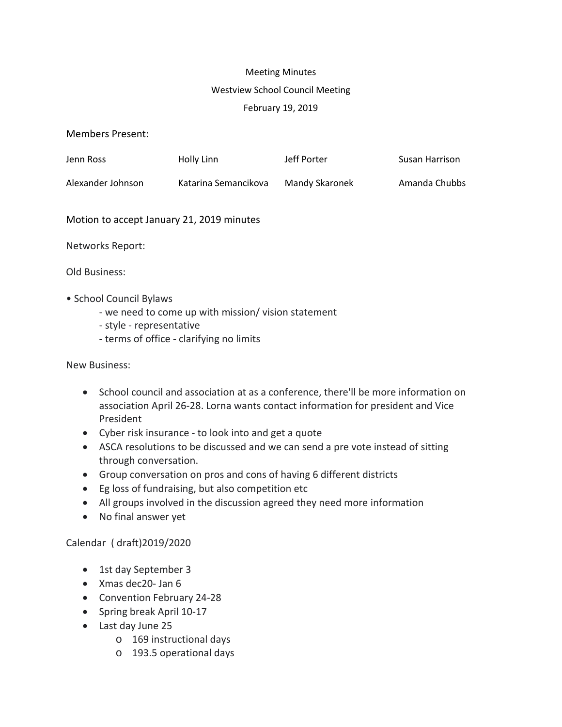Meeting Minutes

Westview School Council Meeting

February 19, 2019

Members Present:

| Jenn Ross | Holly Linn | Jeff Porter | Susan Harrison |
|---|---|---|---|
| Alexander Johnson | Katarina Semancikova | Mandy Skaronek | Amanda Chubbs |

Motion to accept January 21, 2019 minutes

Networks Report:

Old Business:

- School Council Bylaws
  - we need to come up with mission/ vision statement
  - style - representative
  - terms of office - clarifying no limits

New Business:

- School council and association at as a conference, there'll be more information on association April 26-28. Lorna wants contact information for president and Vice President
- Cyber risk insurance - to look into and get a quote
- ASCA resolutions to be discussed and we can send a pre vote instead of sitting through conversation.
- Group conversation on pros and cons of having 6 different districts
- Eg loss of fundraising, but also competition etc
- All groups involved in the discussion agreed they need more information
- No final answer yet

Calendar ( draft)2019/2020

- 1st day September 3
- Xmas dec20- Jan 6
- Convention February 24-28
- Spring break April 10-17
- Last day June 25
  - 169 instructional days
  - 193.5 operational days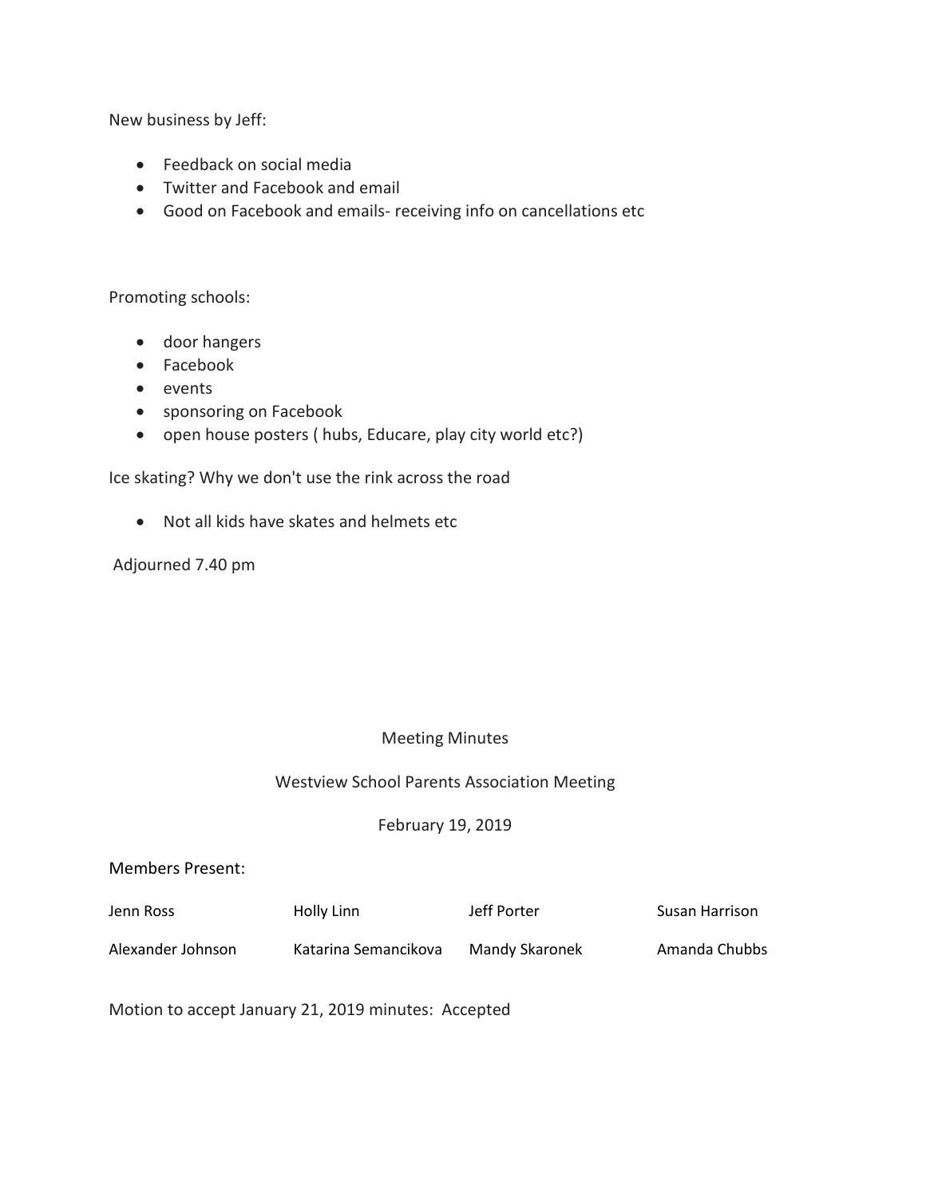New business by Jeff:

- Feedback on social media
- Twitter and Facebook and email
- Good on Facebook and emails- receiving info on cancellations etc

Promoting schools:

- door hangers
- Facebook
- events
- sponsoring on Facebook
- open house posters ( hubs, Educare, play city world etc?)

Ice skating? Why we don't use the rink across the road

- Not all kids have skates and helmets etc

Adjourned 7.40 pm

Meeting Minutes

Westview School Parents Association Meeting

February 19, 2019

Members Present:

| | | | |
|---|---|---|---|
| Jenn Ross | Holly Linn | Jeff Porter | Susan Harrison |
| Alexander Johnson | Katarina Semancikova | Mandy Skaronek | Amanda Chubbs |

Motion to accept January 21, 2019 minutes: Accepted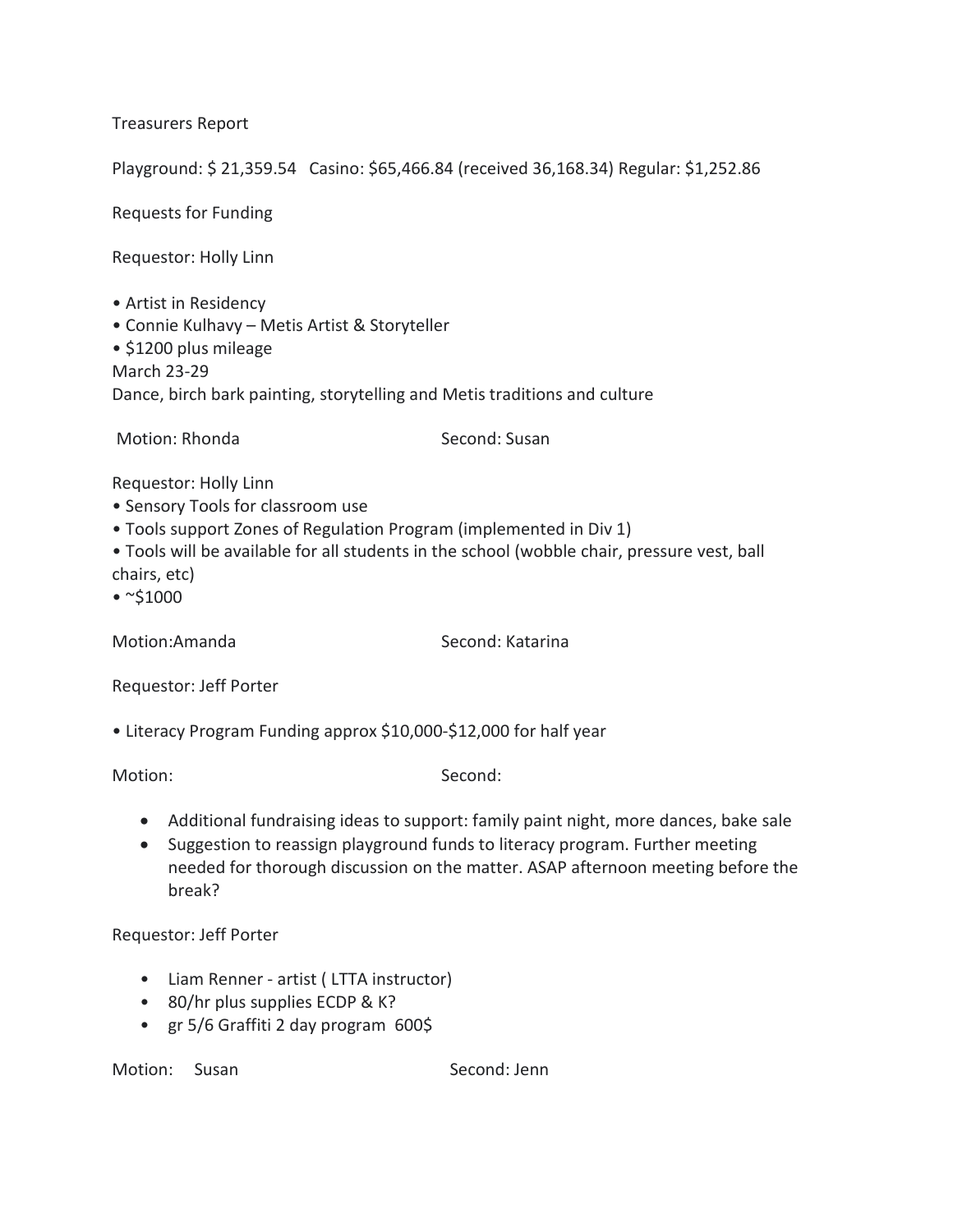Treasurers Report

Playground: $ 21,359.54   Casino: $65,466.84 (received 36,168.34) Regular: $1,252.86

Requests for Funding

Requestor: Holly Linn

- Artist in Residency
- Connie Kulhavy – Metis Artist & Storyteller
- $1200 plus mileage

March 23-29
Dance, birch bark painting, storytelling and Metis traditions and culture

Motion: Rhonda　　　　　　　　Second: Susan

Requestor: Holly Linn

- Sensory Tools for classroom use
- Tools support Zones of Regulation Program (implemented in Div 1)
- Tools will be available for all students in the school (wobble chair, pressure vest, ball chairs, etc)
- ~$1000

Motion:Amanda　　　　　　　　Second: Katarina

Requestor: Jeff Porter

- Literacy Program Funding approx $10,000-$12,000 for half year

Motion:　　　　　　　　Second:

- Additional fundraising ideas to support: family paint night, more dances, bake sale
- Suggestion to reassign playground funds to literacy program. Further meeting needed for thorough discussion on the matter. ASAP afternoon meeting before the break?

Requestor: Jeff Porter

- Liam Renner - artist ( LTTA instructor)
- 80/hr plus supplies ECDP & K?
- gr 5/6 Graffiti 2 day program  600$

Motion:  Susan　　　　　　　　Second: Jenn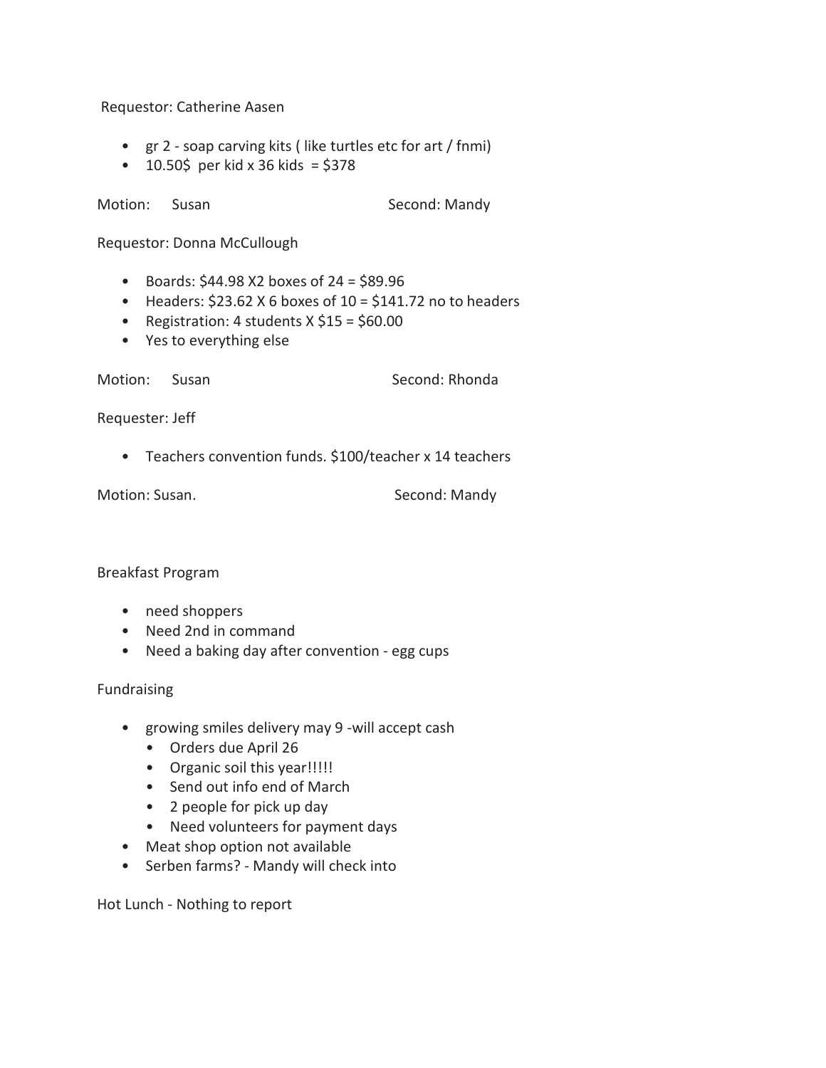Requestor: Catherine Aasen

- gr 2 - soap carving kits ( like turtles etc for art / fnmi)
- 10.50$ per kid x 36 kids = $378

Motion: Susan    Second: Mandy

Requestor: Donna McCullough

- Boards: $44.98 X2 boxes of 24 = $89.96
- Headers: $23.62 X 6 boxes of 10 = $141.72 no to headers
- Registration: 4 students X $15 = $60.00
- Yes to everything else

Motion: Susan    Second: Rhonda

Requester: Jeff

- Teachers convention funds. $100/teacher x 14 teachers

Motion: Susan.    Second: Mandy

Breakfast Program

- need shoppers
- Need 2nd in command
- Need a baking day after convention - egg cups

Fundraising

- growing smiles delivery may 9 -will accept cash
  - Orders due April 26
  - Organic soil this year!!!!!
  - Send out info end of March
  - 2 people for pick up day
  - Need volunteers for payment days
- Meat shop option not available
- Serben farms? - Mandy will check into

Hot Lunch - Nothing to report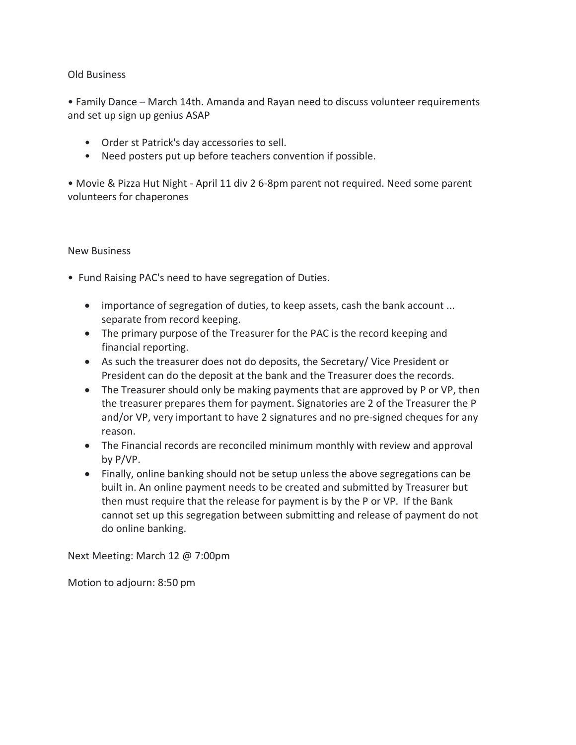Old Business

- Family Dance – March 14th. Amanda and Rayan need to discuss volunteer requirements and set up sign up genius ASAP
    - Order st Patrick's day accessories to sell.
    - Need posters put up before teachers convention if possible.
- Movie & Pizza Hut Night - April 11 div 2 6-8pm parent not required. Need some parent volunteers for chaperones

New Business

- Fund Raising PAC's need to have segregation of Duties.
    - importance of segregation of duties, to keep assets, cash the bank account ... separate from record keeping.
    - The primary purpose of the Treasurer for the PAC is the record keeping and financial reporting.
    - As such the treasurer does not do deposits, the Secretary/ Vice President or President can do the deposit at the bank and the Treasurer does the records.
    - The Treasurer should only be making payments that are approved by P or VP, then the treasurer prepares them for payment. Signatories are 2 of the Treasurer the P and/or VP, very important to have 2 signatures and no pre-signed cheques for any reason.
    - The Financial records are reconciled minimum monthly with review and approval by P/VP.
    - Finally, online banking should not be setup unless the above segregations can be built in. An online payment needs to be created and submitted by Treasurer but then must require that the release for payment is by the P or VP. If the Bank cannot set up this segregation between submitting and release of payment do not do online banking.

Next Meeting: March 12 @ 7:00pm

Motion to adjourn: 8:50 pm